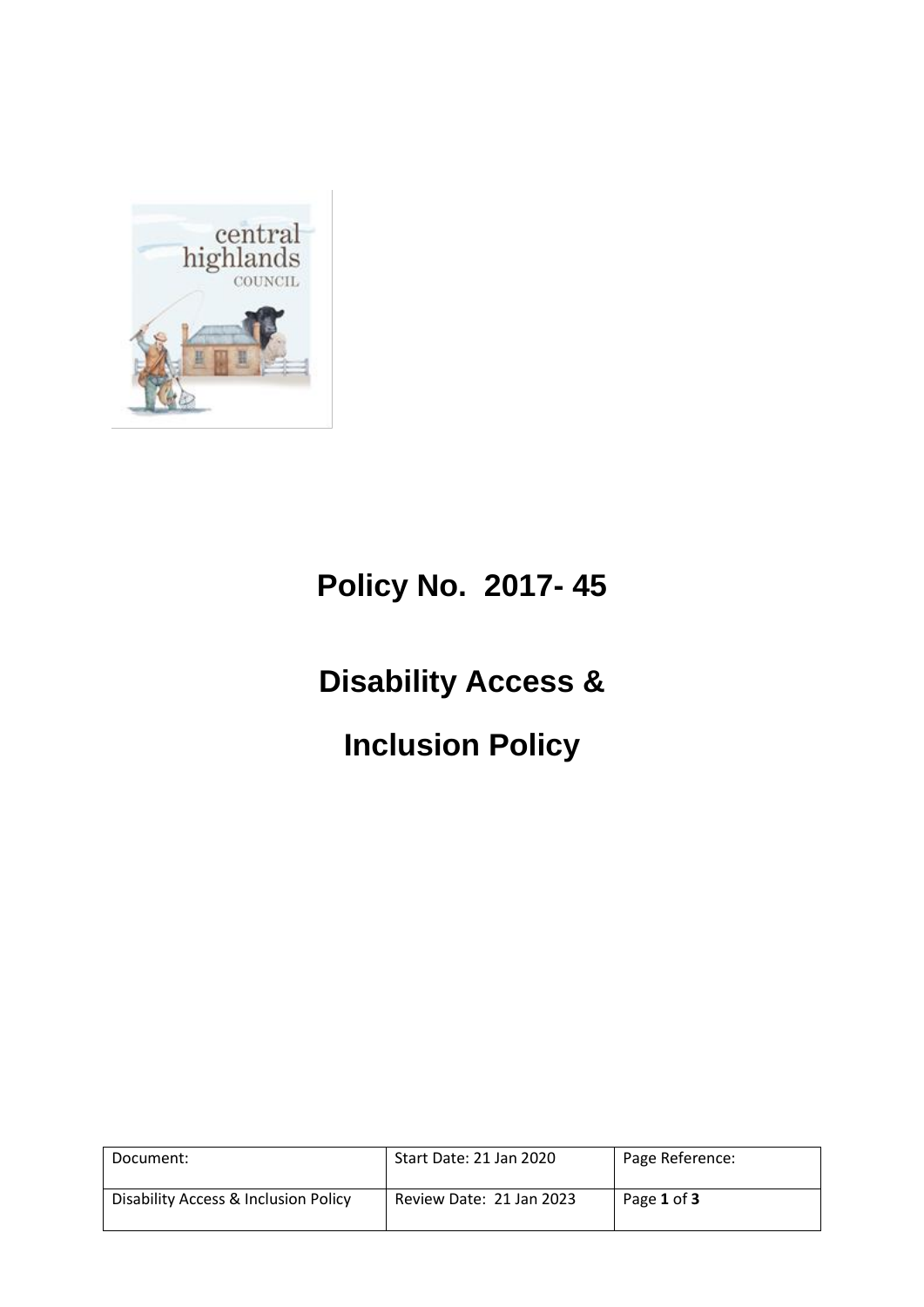# Policy No. 2017- 45

# Disability Access & Inclusion Policy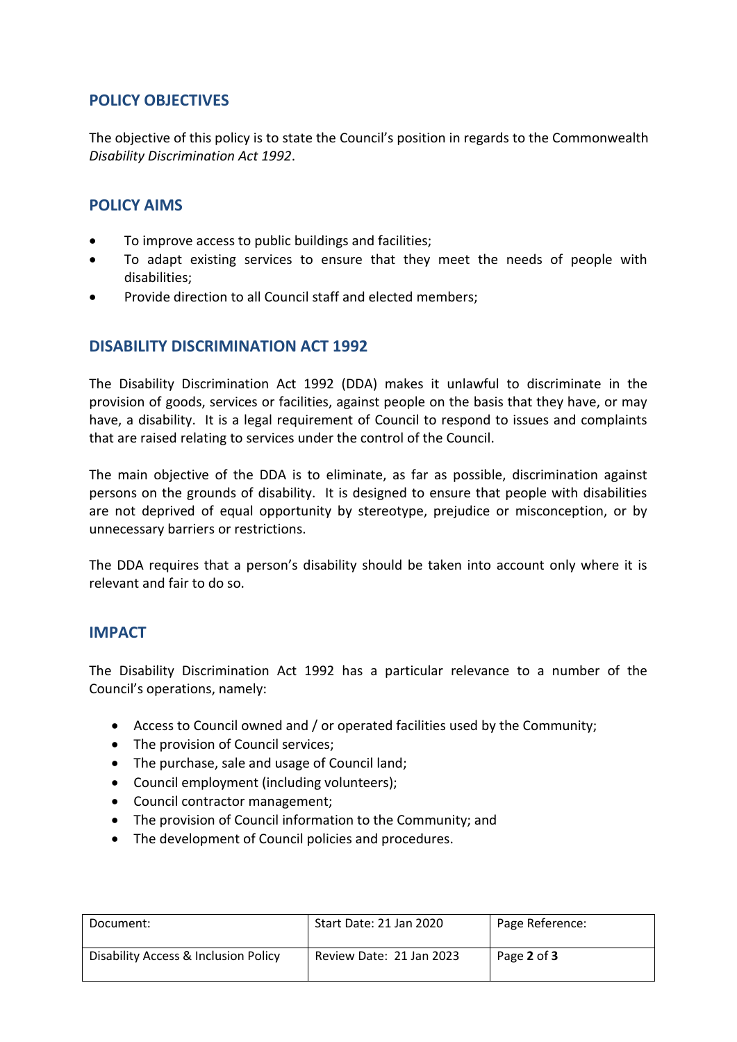## POLICY OBJECTIVES

The objective of this policy is to state the Council's position in regards to the Commonwealth *Disability Discrimination Act 1992*.

## POLICY AIMS

- To improve access to public buildings and facilities;
- To adapt existing services to ensure that they meet the needs of people with disabilities;
- Provide direction to all Council staff and elected members;

## DISABILITY DISCRIMINATION ACT 1992

The Disability Discrimination Act 1992 (DDA) makes it unlawful to discriminate in the provision of goods, services or facilities, against people on the basis that they have, or may have, a disability. It is a legal requirement of Council to respond to issues and complaints that are raised relating to services under the control of the Council.

The main objective of the DDA is to eliminate, as far as possible, discrimination against persons on the grounds of disability. It is designed to ensure that people with disabilities are not deprived of equal opportunity by stereotype, prejudice or misconception, or by unnecessary barriers or restrictions.

The DDA requires that a person's disability should be taken into account only where it is relevant and fair to do so.

## IMPACT

The Disability Discrimination Act 1992 has a particular relevance to a number of the Council's operations, namely:

- Access to Council owned and / or operated facilities used by the Community;
- The provision of Council services;
- The purchase, sale and usage of Council land;
- Council employment (including volunteers);
- Council contractor management;
- The provision of Council information to the Community; and
- The development of Council policies and procedures.

| Document: | Start Date: 21 Jan 2020 | Page Reference: |
| --- | --- | --- |
| Disability Access & Inclusion Policy | Review Date: 21 Jan 2023 | Page **2** of **3** |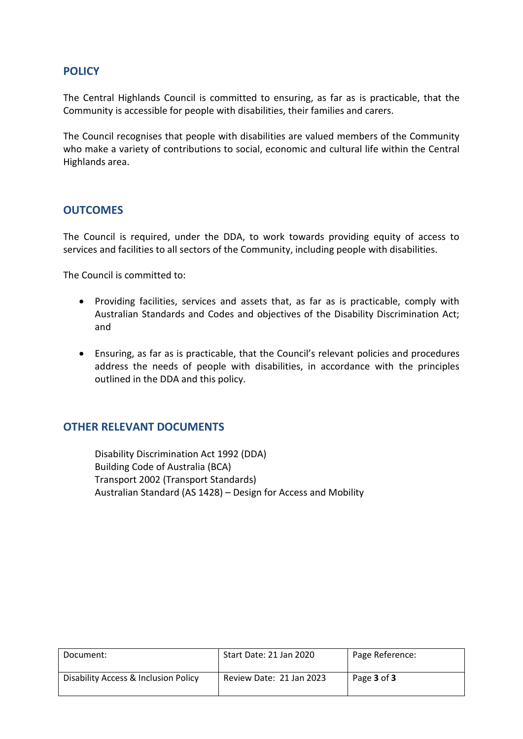## POLICY

The Central Highlands Council is committed to ensuring, as far as is practicable, that the Community is accessible for people with disabilities, their families and carers.

The Council recognises that people with disabilities are valued members of the Community who make a variety of contributions to social, economic and cultural life within the Central Highlands area.

## OUTCOMES

The Council is required, under the DDA, to work towards providing equity of access to services and facilities to all sectors of the Community, including people with disabilities.

The Council is committed to:

- Providing facilities, services and assets that, as far as is practicable, comply with Australian Standards and Codes and objectives of the Disability Discrimination Act; and
- Ensuring, as far as is practicable, that the Council's relevant policies and procedures address the needs of people with disabilities, in accordance with the principles outlined in the DDA and this policy.

## OTHER RELEVANT DOCUMENTS

Disability Discrimination Act 1992 (DDA)
Building Code of Australia (BCA)
Transport 2002 (Transport Standards)
Australian Standard (AS 1428) – Design for Access and Mobility